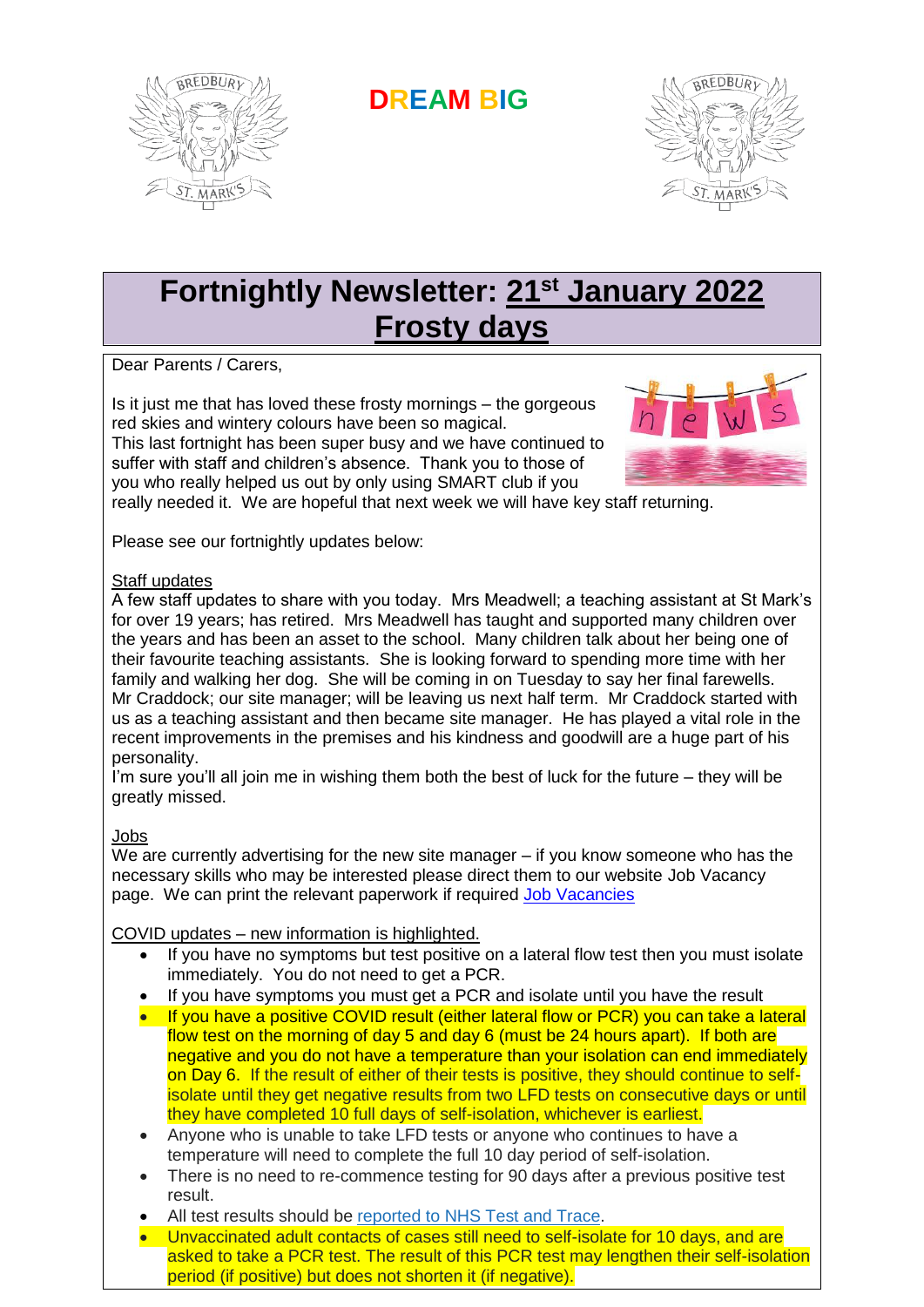# DREAM BIG

# Fortnightly Newsletter: 21st January 2022
## Frosty days

Dear Parents / Carers,

Is it just me that has loved these frosty mornings – the gorgeous red skies and wintery colours have been so magical.
This last fortnight has been super busy and we have continued to suffer with staff and children's absence. Thank you to those of you who really helped us out by only using SMART club if you really needed it. We are hopeful that next week we will have key staff returning.

Please see our fortnightly updates below:

Staff updates
A few staff updates to share with you today. Mrs Meadwell; a teaching assistant at St Mark's for over 19 years; has retired. Mrs Meadwell has taught and supported many children over the years and has been an asset to the school. Many children talk about her being one of their favourite teaching assistants. She is looking forward to spending more time with her family and walking her dog. She will be coming in on Tuesday to say her final farewells.
Mr Craddock; our site manager; will be leaving us next half term. Mr Craddock started with us as a teaching assistant and then became site manager. He has played a vital role in the recent improvements in the premises and his kindness and goodwill are a huge part of his personality.
I'm sure you'll all join me in wishing them both the best of luck for the future – they will be greatly missed.

Jobs
We are currently advertising for the new site manager – if you know someone who has the necessary skills who may be interested please direct them to our website Job Vacancy page. We can print the relevant paperwork if required [Job Vacancies]

COVID updates – new information is highlighted.

- If you have no symptoms but test positive on a lateral flow test then you must isolate immediately. You do not need to get a PCR.
- If you have symptoms you must get a PCR and isolate until you have the result
- If you have a positive COVID result (either lateral flow or PCR) you can take a lateral flow test on the morning of day 5 and day 6 (must be 24 hours apart). If both are negative and you do not have a temperature than your isolation can end immediately on Day 6. If the result of either of their tests is positive, they should continue to self-isolate until they get negative results from two LFD tests on consecutive days or until they have completed 10 full days of self-isolation, whichever is earliest.
- Anyone who is unable to take LFD tests or anyone who continues to have a temperature will need to complete the full 10 day period of self-isolation.
- There is no need to re-commence testing for 90 days after a previous positive test result.
- All test results should be [reported to NHS Test and Trace].
- Unvaccinated adult contacts of cases still need to self-isolate for 10 days, and are asked to take a PCR test. The result of this PCR test may lengthen their self-isolation period (if positive) but does not shorten it (if negative).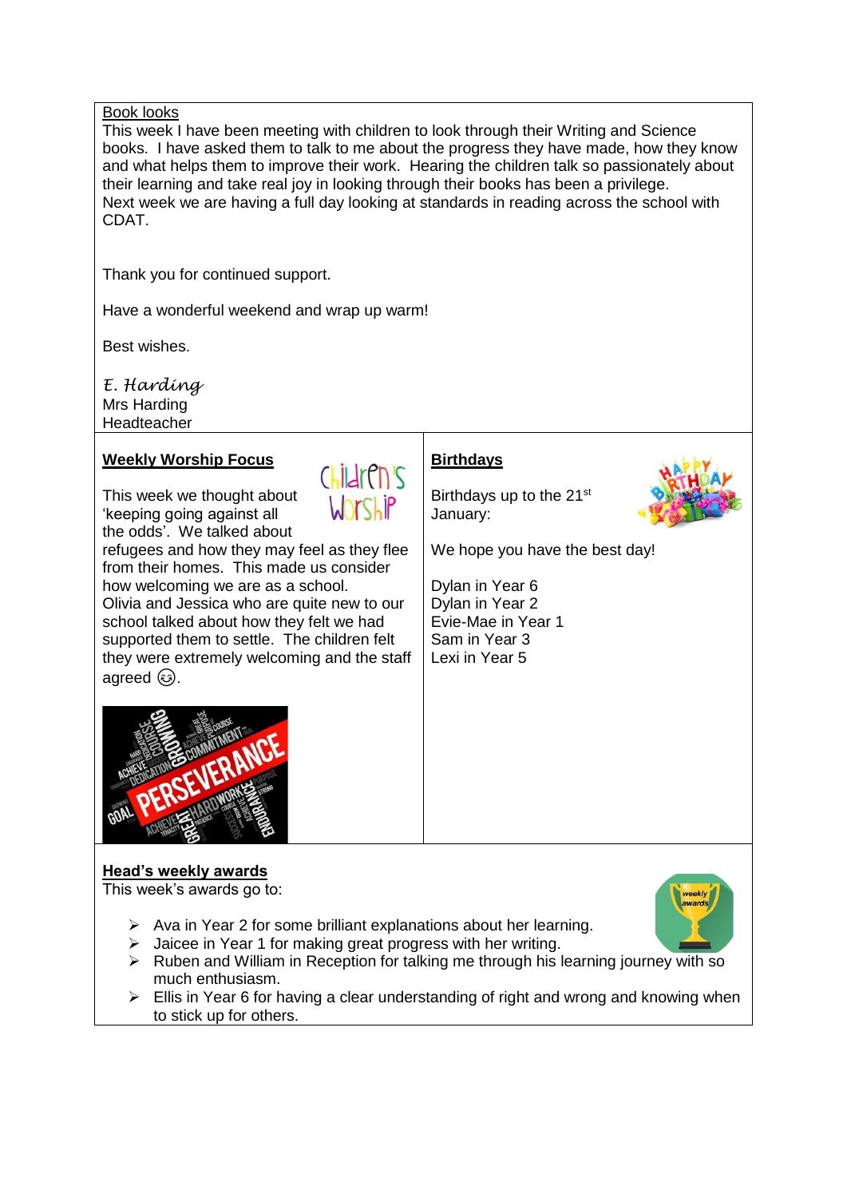Book looks

This week I have been meeting with children to look through their Writing and Science books. I have asked them to talk to me about the progress they have made, how they know and what helps them to improve their work. Hearing the children talk so passionately about their learning and take real joy in looking through their books has been a privilege.
Next week we are having a full day looking at standards in reading across the school with CDAT.

Thank you for continued support.

Have a wonderful weekend and wrap up warm!

Best wishes.

*E. Harding*
Mrs Harding
Headteacher

## Weekly Worship Focus

This week we thought about 'keeping going against all the odds'. We talked about refugees and how they may feel as they flee from their homes. This made us consider how welcoming we are as a school. Olivia and Jessica who are quite new to our school talked about how they felt we had supported them to settle. The children felt they were extremely welcoming and the staff agreed ☺.

## Birthdays

Birthdays up to the 21st January:

We hope you have the best day!

Dylan in Year 6
Dylan in Year 2
Evie-Mae in Year 1
Sam in Year 3
Lexi in Year 5

## Head's weekly awards

This week's awards go to:

- Ava in Year 2 for some brilliant explanations about her learning.
- Jaicee in Year 1 for making great progress with her writing.
- Ruben and William in Reception for talking me through his learning journey with so much enthusiasm.
- Ellis in Year 6 for having a clear understanding of right and wrong and knowing when to stick up for others.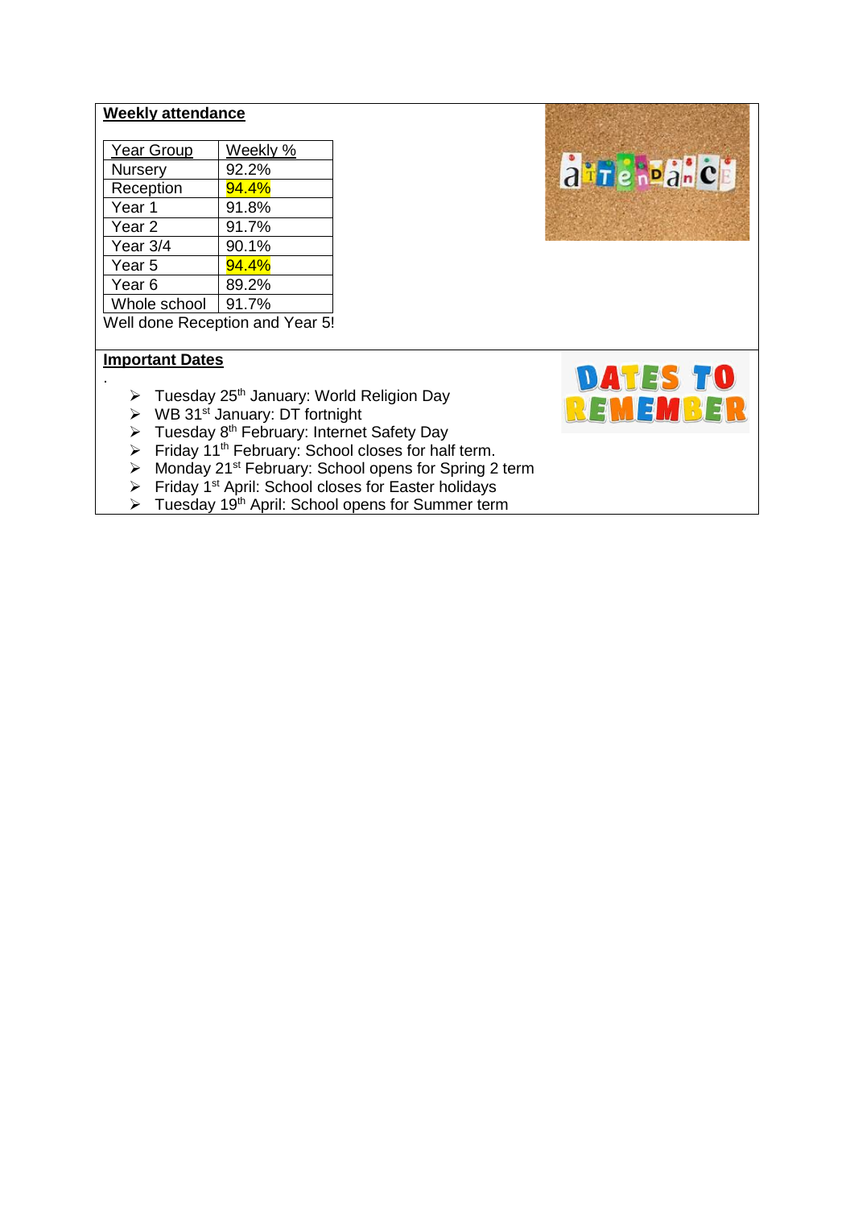**Weekly attendance**

| Year Group | Weekly % |
|---|---|
| Nursery | 92.2% |
| Reception | 94.4% |
| Year 1 | 91.8% |
| Year 2 | 91.7% |
| Year 3/4 | 90.1% |
| Year 5 | 94.4% |
| Year 6 | 89.2% |
| Whole school | 91.7% |

Well done Reception and Year 5!

**Important Dates**

.

- Tuesday 25th January: World Religion Day
- WB 31st January: DT fortnight
- Tuesday 8th February: Internet Safety Day
- Friday 11th February: School closes for half term.
- Monday 21st February: School opens for Spring 2 term
- Friday 1st April: School closes for Easter holidays
- Tuesday 19th April: School opens for Summer term